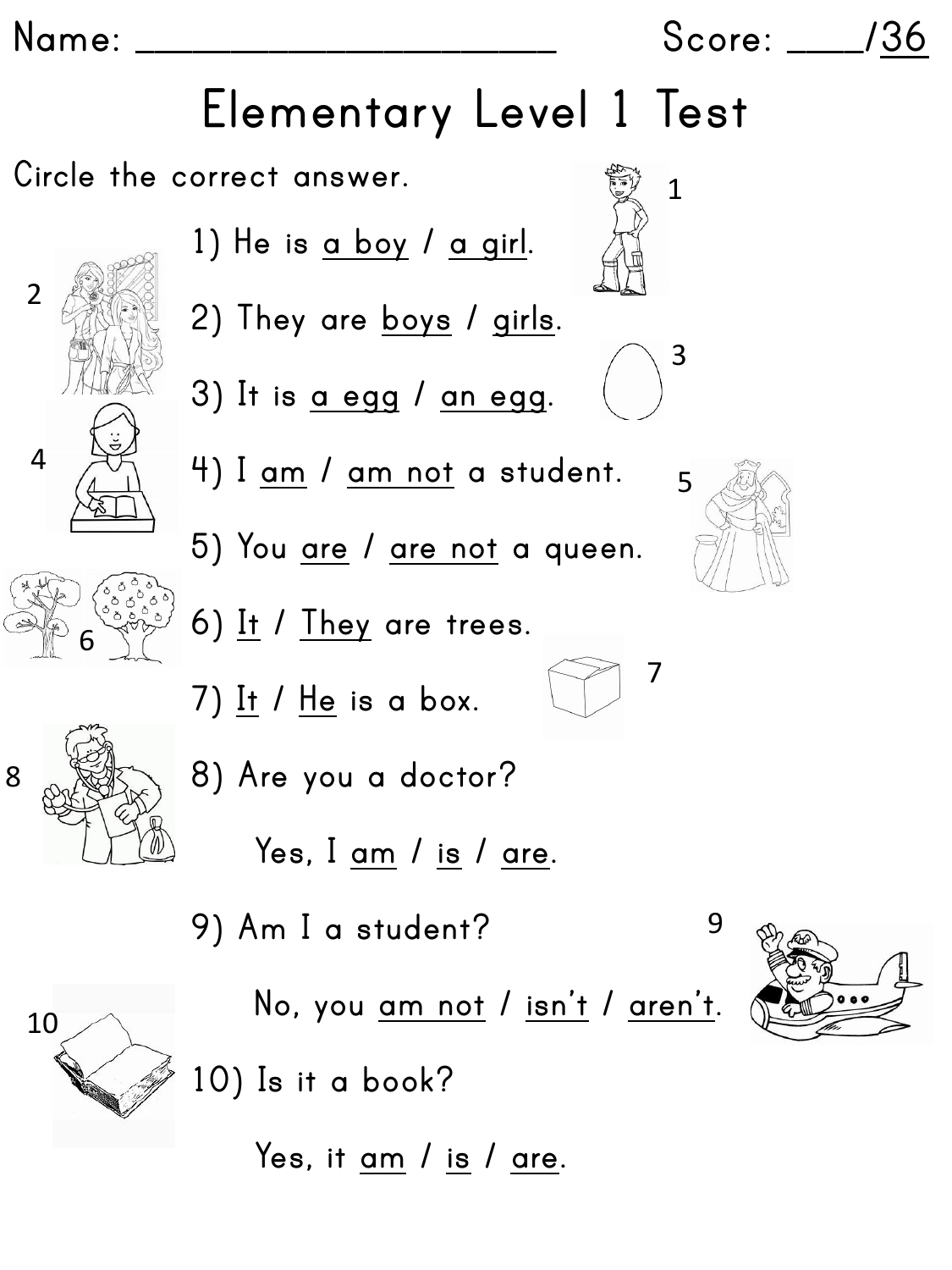Name: ______________________ Score: ____/36

# Elementary Level 1 Test

Circle the correct answer.

1) He is a boy / a girl.

2) They are boys / girls.

3) It is a egg / an egg.

4) I am / am not a student.

5) You are / are not a queen.

6) It / They are trees.

7) It / He is a box.

8) Are you a doctor?

   Yes, I am / is / are.

9) Am I a student?

   No, you am not / isn't / aren't.

10) Is it a book?

   Yes, it am / is / are.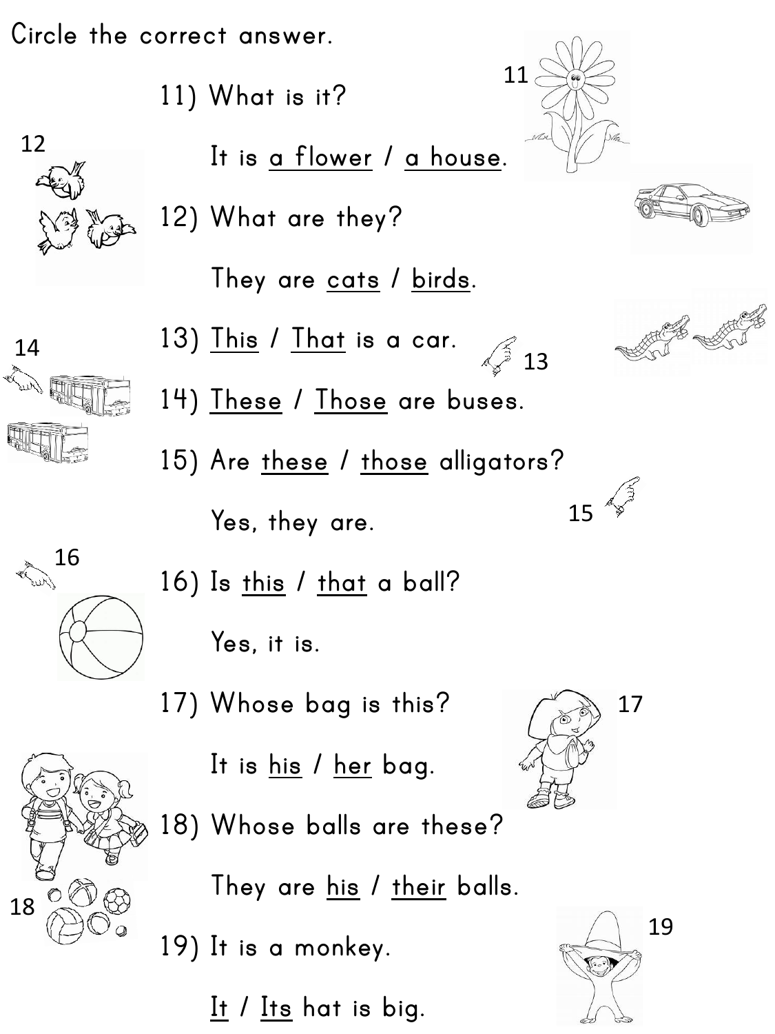Circle the correct answer.

11) What is it?

It is a flower / a house.

12) What are they?

They are cats / birds.

13) This / That is a car.

14) These / Those are buses.

15) Are these / those alligators?

Yes, they are.

16) Is this / that a ball?

Yes, it is.

17) Whose bag is this?

It is his / her bag.

18) Whose balls are these?

They are his / their balls.

19) It is a monkey.

It / Its hat is big.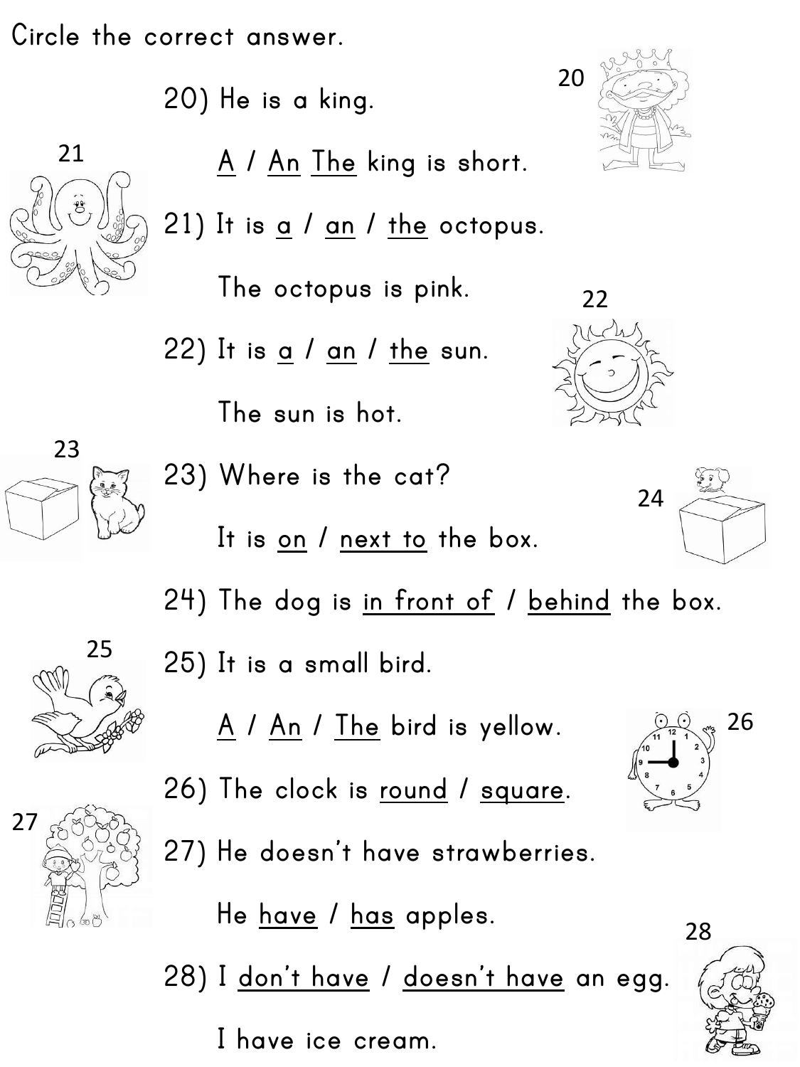Circle the correct answer.

20) He is a king.

A / An The king is short.

21) It is a / an / the octopus.

The octopus is pink.

22) It is a / an / the sun.

The sun is hot.

23) Where is the cat?

It is on / next to the box.

24) The dog is in front of / behind the box.

25) It is a small bird.

A / An / The bird is yellow.

26) The clock is round / square.

27) He doesn't have strawberries.

He have / has apples.

28) I don't have / doesn't have an egg.

I have ice cream.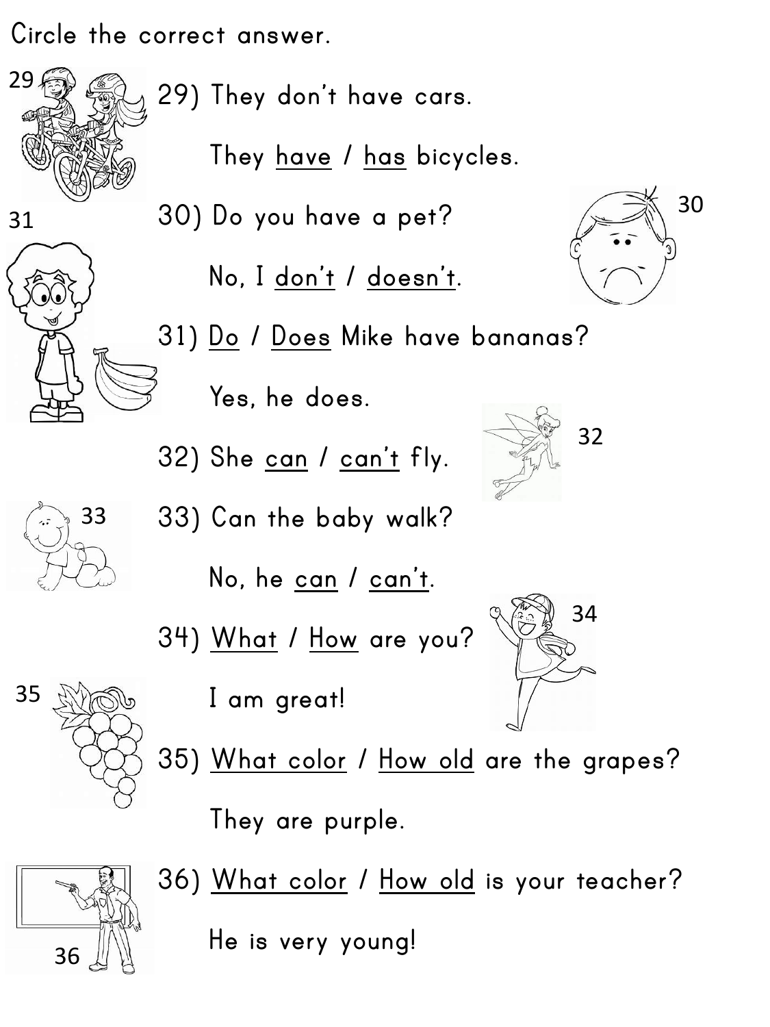Circle the correct answer.

29) They don't have cars.

They have / has bicycles.

30) Do you have a pet?

No, I don't / doesn't.

31) Do / Does Mike have bananas?

Yes, he does.

32) She can / can't fly.

33) Can the baby walk?

No, he can / can't.

34) What / How are you?

I am great!

35) What color / How old are the grapes?

They are purple.

36) What color / How old is your teacher?

He is very young!